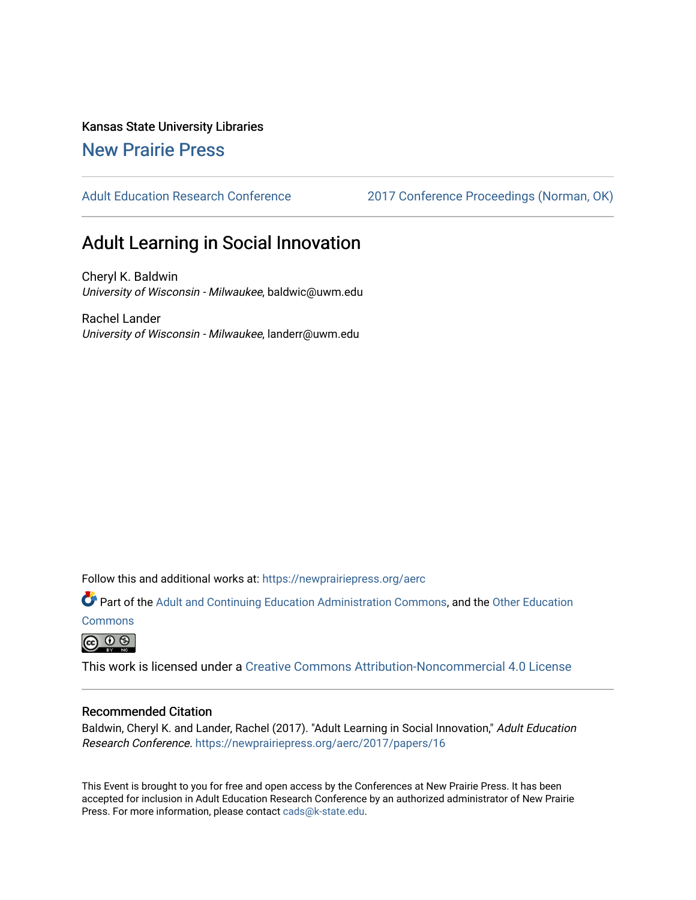Kansas State University Libraries

New Prairie Press

Adult Education Research Conference | 2017 Conference Proceedings (Norman, OK)

# Adult Learning in Social Innovation

Cheryl K. Baldwin
*University of Wisconsin - Milwaukee*, baldwic@uwm.edu

Rachel Lander
*University of Wisconsin - Milwaukee*, landerr@uwm.edu

Follow this and additional works at: https://newprairiepress.org/aerc

Part of the Adult and Continuing Education Administration Commons, and the Other Education Commons

This work is licensed under a Creative Commons Attribution-Noncommercial 4.0 License

## Recommended Citation

Baldwin, Cheryl K. and Lander, Rachel (2017). "Adult Learning in Social Innovation," *Adult Education Research Conference*. https://newprairiepress.org/aerc/2017/papers/16

This Event is brought to you for free and open access by the Conferences at New Prairie Press. It has been accepted for inclusion in Adult Education Research Conference by an authorized administrator of New Prairie Press. For more information, please contact cads@k-state.edu.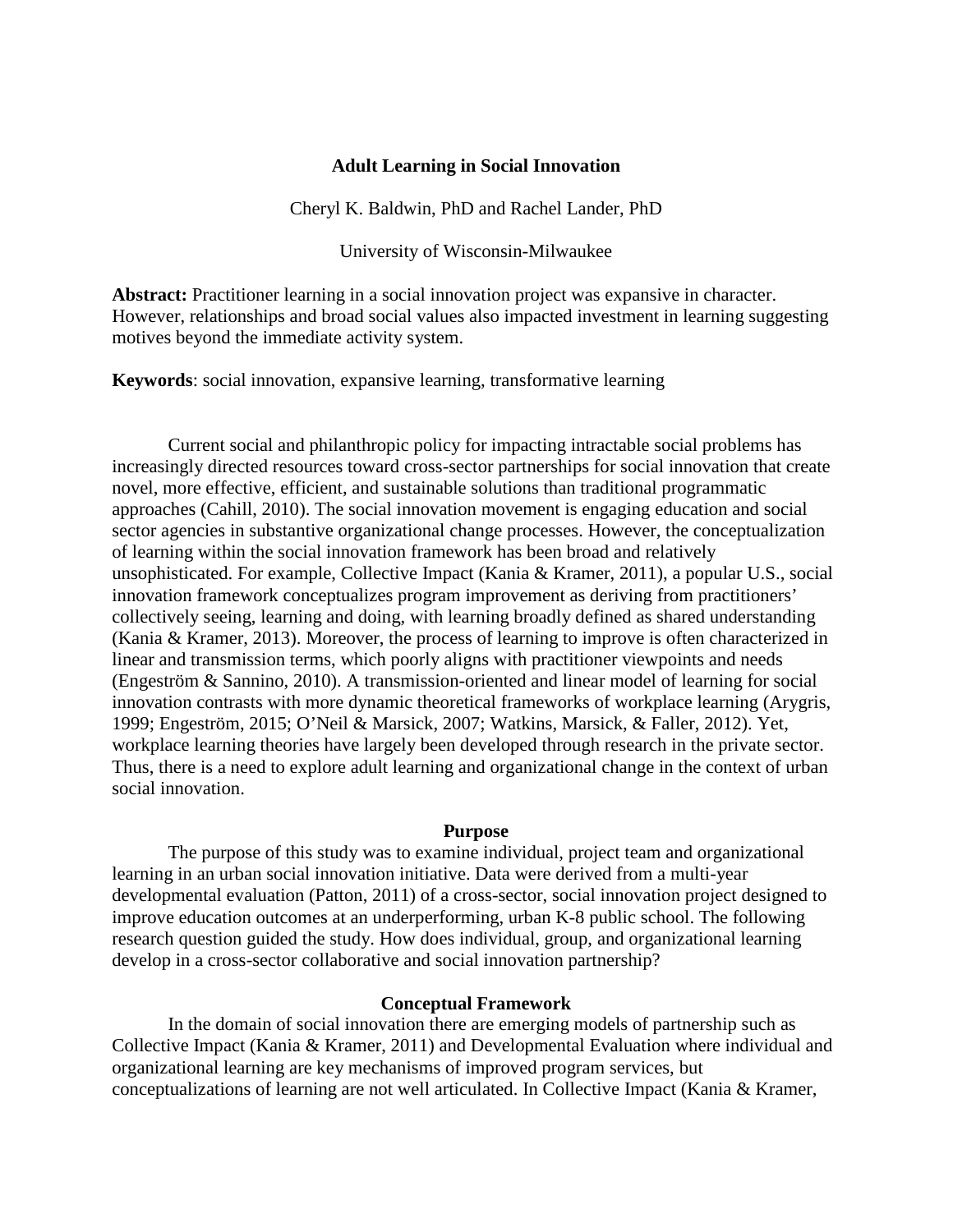# Adult Learning in Social Innovation

Cheryl K. Baldwin, PhD and Rachel Lander, PhD

University of Wisconsin-Milwaukee

**Abstract:** Practitioner learning in a social innovation project was expansive in character. However, relationships and broad social values also impacted investment in learning suggesting motives beyond the immediate activity system.

**Keywords**: social innovation, expansive learning, transformative learning

Current social and philanthropic policy for impacting intractable social problems has increasingly directed resources toward cross-sector partnerships for social innovation that create novel, more effective, efficient, and sustainable solutions than traditional programmatic approaches (Cahill, 2010). The social innovation movement is engaging education and social sector agencies in substantive organizational change processes. However, the conceptualization of learning within the social innovation framework has been broad and relatively unsophisticated. For example, Collective Impact (Kania & Kramer, 2011), a popular U.S., social innovation framework conceptualizes program improvement as deriving from practitioners' collectively seeing, learning and doing, with learning broadly defined as shared understanding (Kania & Kramer, 2013). Moreover, the process of learning to improve is often characterized in linear and transmission terms, which poorly aligns with practitioner viewpoints and needs (Engeström & Sannino, 2010). A transmission-oriented and linear model of learning for social innovation contrasts with more dynamic theoretical frameworks of workplace learning (Arygris, 1999; Engeström, 2015; O'Neil & Marsick, 2007; Watkins, Marsick, & Faller, 2012). Yet, workplace learning theories have largely been developed through research in the private sector. Thus, there is a need to explore adult learning and organizational change in the context of urban social innovation.

## Purpose

The purpose of this study was to examine individual, project team and organizational learning in an urban social innovation initiative. Data were derived from a multi-year developmental evaluation (Patton, 2011) of a cross-sector, social innovation project designed to improve education outcomes at an underperforming, urban K-8 public school. The following research question guided the study. How does individual, group, and organizational learning develop in a cross-sector collaborative and social innovation partnership?

## Conceptual Framework

In the domain of social innovation there are emerging models of partnership such as Collective Impact (Kania & Kramer, 2011) and Developmental Evaluation where individual and organizational learning are key mechanisms of improved program services, but conceptualizations of learning are not well articulated. In Collective Impact (Kania & Kramer,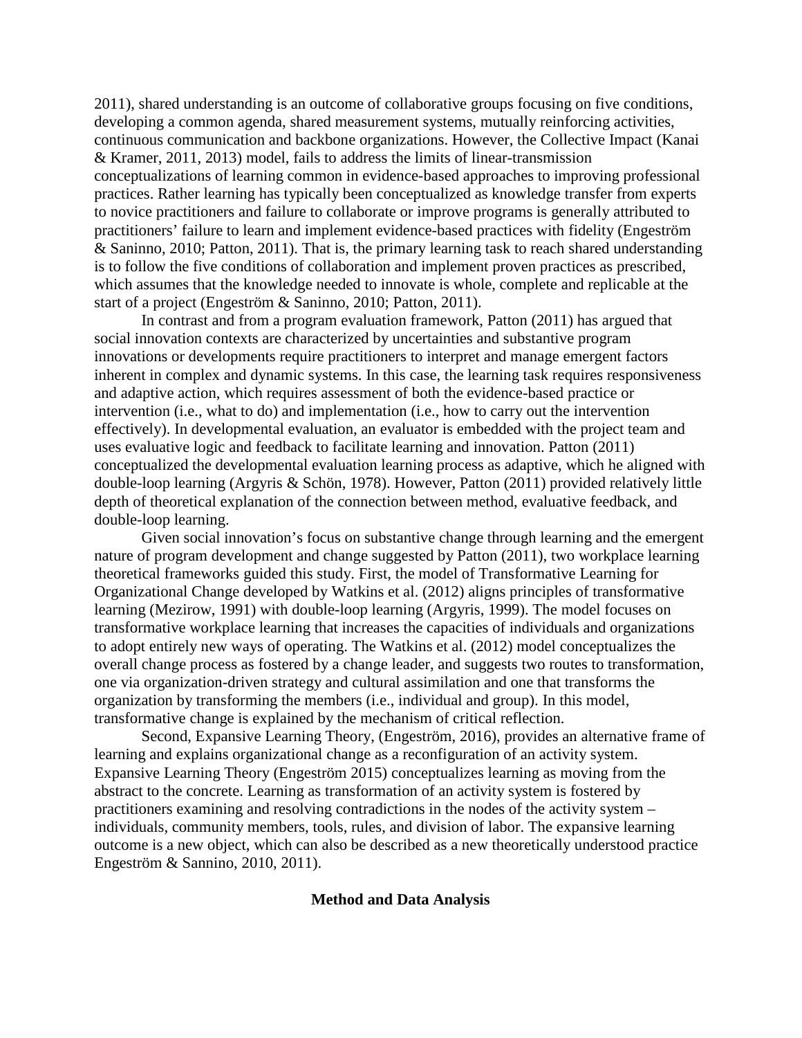2011), shared understanding is an outcome of collaborative groups focusing on five conditions, developing a common agenda, shared measurement systems, mutually reinforcing activities, continuous communication and backbone organizations. However, the Collective Impact (Kanai & Kramer, 2011, 2013) model, fails to address the limits of linear-transmission conceptualizations of learning common in evidence-based approaches to improving professional practices. Rather learning has typically been conceptualized as knowledge transfer from experts to novice practitioners and failure to collaborate or improve programs is generally attributed to practitioners' failure to learn and implement evidence-based practices with fidelity (Engeström & Saninno, 2010; Patton, 2011). That is, the primary learning task to reach shared understanding is to follow the five conditions of collaboration and implement proven practices as prescribed, which assumes that the knowledge needed to innovate is whole, complete and replicable at the start of a project (Engeström & Saninno, 2010; Patton, 2011).

In contrast and from a program evaluation framework, Patton (2011) has argued that social innovation contexts are characterized by uncertainties and substantive program innovations or developments require practitioners to interpret and manage emergent factors inherent in complex and dynamic systems. In this case, the learning task requires responsiveness and adaptive action, which requires assessment of both the evidence-based practice or intervention (i.e., what to do) and implementation (i.e., how to carry out the intervention effectively). In developmental evaluation, an evaluator is embedded with the project team and uses evaluative logic and feedback to facilitate learning and innovation. Patton (2011) conceptualized the developmental evaluation learning process as adaptive, which he aligned with double-loop learning (Argyris & Schön, 1978). However, Patton (2011) provided relatively little depth of theoretical explanation of the connection between method, evaluative feedback, and double-loop learning.

Given social innovation's focus on substantive change through learning and the emergent nature of program development and change suggested by Patton (2011), two workplace learning theoretical frameworks guided this study. First, the model of Transformative Learning for Organizational Change developed by Watkins et al. (2012) aligns principles of transformative learning (Mezirow, 1991) with double-loop learning (Argyris, 1999). The model focuses on transformative workplace learning that increases the capacities of individuals and organizations to adopt entirely new ways of operating. The Watkins et al. (2012) model conceptualizes the overall change process as fostered by a change leader, and suggests two routes to transformation, one via organization-driven strategy and cultural assimilation and one that transforms the organization by transforming the members (i.e., individual and group). In this model, transformative change is explained by the mechanism of critical reflection.

Second, Expansive Learning Theory, (Engeström, 2016), provides an alternative frame of learning and explains organizational change as a reconfiguration of an activity system. Expansive Learning Theory (Engeström 2015) conceptualizes learning as moving from the abstract to the concrete. Learning as transformation of an activity system is fostered by practitioners examining and resolving contradictions in the nodes of the activity system – individuals, community members, tools, rules, and division of labor. The expansive learning outcome is a new object, which can also be described as a new theoretically understood practice Engeström & Sannino, 2010, 2011).

## Method and Data Analysis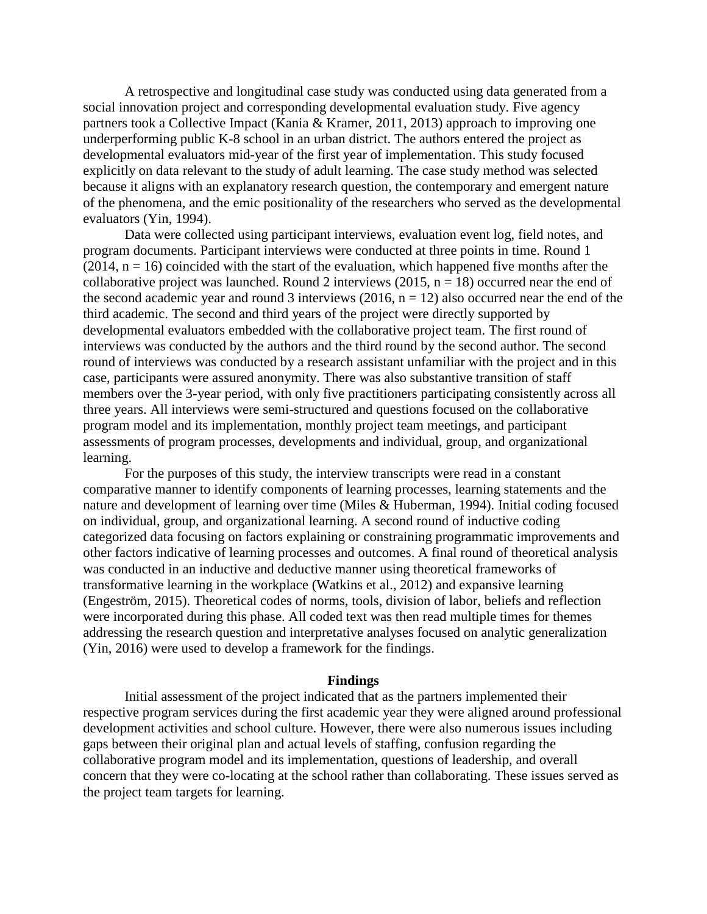A retrospective and longitudinal case study was conducted using data generated from a social innovation project and corresponding developmental evaluation study. Five agency partners took a Collective Impact (Kania & Kramer, 2011, 2013) approach to improving one underperforming public K-8 school in an urban district. The authors entered the project as developmental evaluators mid-year of the first year of implementation. This study focused explicitly on data relevant to the study of adult learning. The case study method was selected because it aligns with an explanatory research question, the contemporary and emergent nature of the phenomena, and the emic positionality of the researchers who served as the developmental evaluators (Yin, 1994).

Data were collected using participant interviews, evaluation event log, field notes, and program documents. Participant interviews were conducted at three points in time. Round 1 (2014, $n = 16$) coincided with the start of the evaluation, which happened five months after the collaborative project was launched. Round 2 interviews (2015, $n = 18$) occurred near the end of the second academic year and round 3 interviews (2016, $n = 12$) also occurred near the end of the third academic. The second and third years of the project were directly supported by developmental evaluators embedded with the collaborative project team. The first round of interviews was conducted by the authors and the third round by the second author. The second round of interviews was conducted by a research assistant unfamiliar with the project and in this case, participants were assured anonymity. There was also substantive transition of staff members over the 3-year period, with only five practitioners participating consistently across all three years. All interviews were semi-structured and questions focused on the collaborative program model and its implementation, monthly project team meetings, and participant assessments of program processes, developments and individual, group, and organizational learning.

For the purposes of this study, the interview transcripts were read in a constant comparative manner to identify components of learning processes, learning statements and the nature and development of learning over time (Miles & Huberman, 1994). Initial coding focused on individual, group, and organizational learning. A second round of inductive coding categorized data focusing on factors explaining or constraining programmatic improvements and other factors indicative of learning processes and outcomes. A final round of theoretical analysis was conducted in an inductive and deductive manner using theoretical frameworks of transformative learning in the workplace (Watkins et al., 2012) and expansive learning (Engeström, 2015). Theoretical codes of norms, tools, division of labor, beliefs and reflection were incorporated during this phase. All coded text was then read multiple times for themes addressing the research question and interpretative analyses focused on analytic generalization (Yin, 2016) were used to develop a framework for the findings.

## Findings

Initial assessment of the project indicated that as the partners implemented their respective program services during the first academic year they were aligned around professional development activities and school culture. However, there were also numerous issues including gaps between their original plan and actual levels of staffing, confusion regarding the collaborative program model and its implementation, questions of leadership, and overall concern that they were co-locating at the school rather than collaborating. These issues served as the project team targets for learning.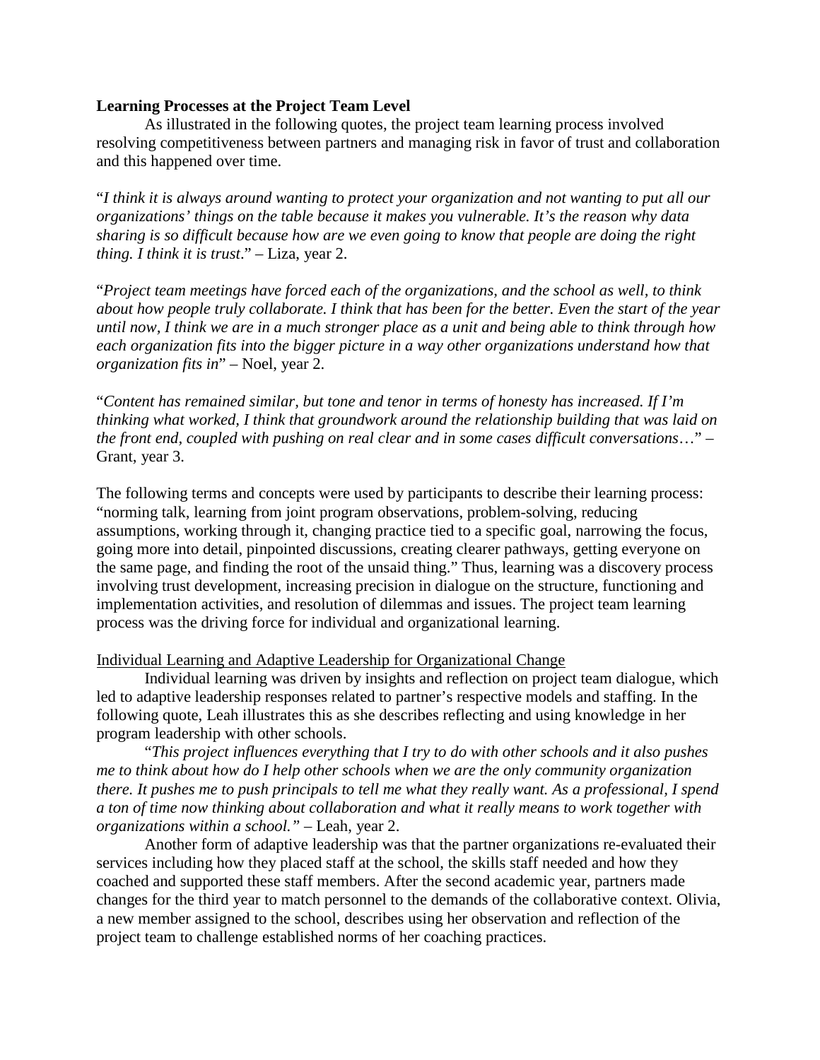**Learning Processes at the Project Team Level**

As illustrated in the following quotes, the project team learning process involved resolving competitiveness between partners and managing risk in favor of trust and collaboration and this happened over time.

"*I think it is always around wanting to protect your organization and not wanting to put all our organizations' things on the table because it makes you vulnerable. It's the reason why data sharing is so difficult because how are we even going to know that people are doing the right thing. I think it is trust*." – Liza, year 2.

"*Project team meetings have forced each of the organizations, and the school as well, to think about how people truly collaborate. I think that has been for the better. Even the start of the year until now, I think we are in a much stronger place as a unit and being able to think through how each organization fits into the bigger picture in a way other organizations understand how that organization fits in*" – Noel, year 2.

"*Content has remained similar, but tone and tenor in terms of honesty has increased. If I'm thinking what worked, I think that groundwork around the relationship building that was laid on the front end, coupled with pushing on real clear and in some cases difficult conversations…*" – Grant, year 3.

The following terms and concepts were used by participants to describe their learning process: "norming talk, learning from joint program observations, problem-solving, reducing assumptions, working through it, changing practice tied to a specific goal, narrowing the focus, going more into detail, pinpointed discussions, creating clearer pathways, getting everyone on the same page, and finding the root of the unsaid thing." Thus, learning was a discovery process involving trust development, increasing precision in dialogue on the structure, functioning and implementation activities, and resolution of dilemmas and issues. The project team learning process was the driving force for individual and organizational learning.

<u>Individual Learning and Adaptive Leadership for Organizational Change</u>

Individual learning was driven by insights and reflection on project team dialogue, which led to adaptive leadership responses related to partner's respective models and staffing. In the following quote, Leah illustrates this as she describes reflecting and using knowledge in her program leadership with other schools.

"*This project influences everything that I try to do with other schools and it also pushes me to think about how do I help other schools when we are the only community organization there. It pushes me to push principals to tell me what they really want. As a professional, I spend a ton of time now thinking about collaboration and what it really means to work together with organizations within a school."* – Leah, year 2.

Another form of adaptive leadership was that the partner organizations re-evaluated their services including how they placed staff at the school, the skills staff needed and how they coached and supported these staff members. After the second academic year, partners made changes for the third year to match personnel to the demands of the collaborative context. Olivia, a new member assigned to the school, describes using her observation and reflection of the project team to challenge established norms of her coaching practices.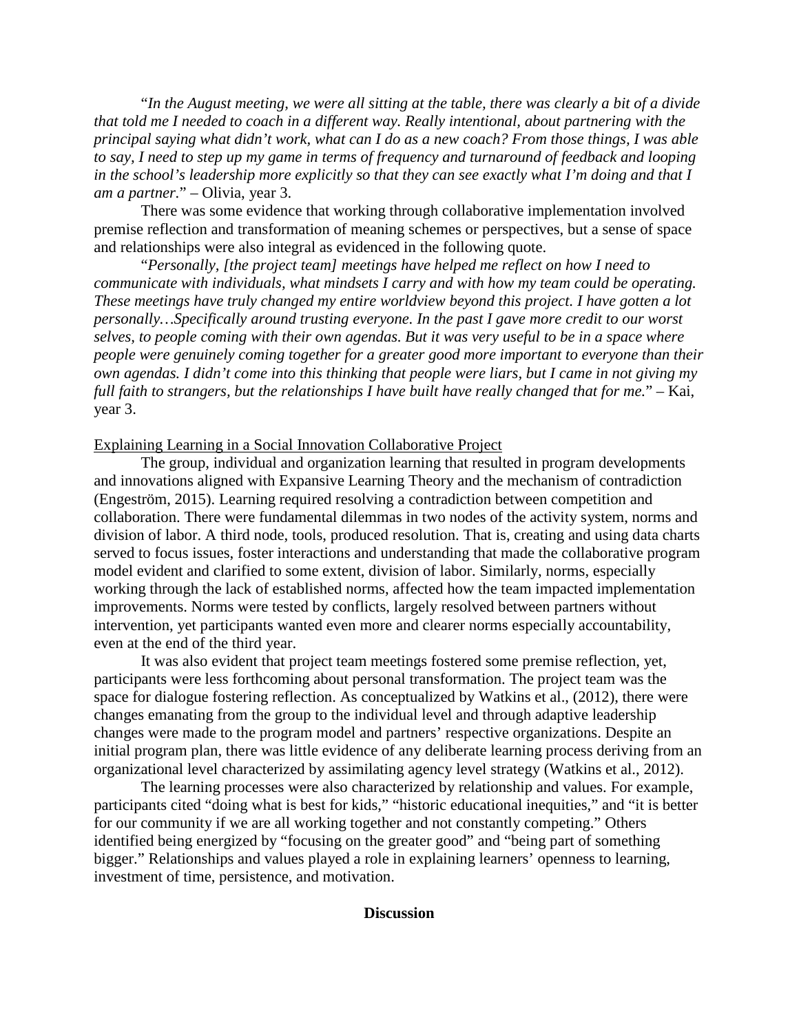"*In the August meeting, we were all sitting at the table, there was clearly a bit of a divide that told me I needed to coach in a different way. Really intentional, about partnering with the principal saying what didn't work, what can I do as a new coach? From those things, I was able to say, I need to step up my game in terms of frequency and turnaround of feedback and looping in the school's leadership more explicitly so that they can see exactly what I'm doing and that I am a partner.*" – Olivia, year 3.

There was some evidence that working through collaborative implementation involved premise reflection and transformation of meaning schemes or perspectives, but a sense of space and relationships were also integral as evidenced in the following quote.

"*Personally, [the project team] meetings have helped me reflect on how I need to communicate with individuals, what mindsets I carry and with how my team could be operating. These meetings have truly changed my entire worldview beyond this project. I have gotten a lot personally…Specifically around trusting everyone. In the past I gave more credit to our worst selves, to people coming with their own agendas. But it was very useful to be in a space where people were genuinely coming together for a greater good more important to everyone than their own agendas. I didn't come into this thinking that people were liars, but I came in not giving my full faith to strangers, but the relationships I have built have really changed that for me.*" – Kai, year 3.

<u>Explaining Learning in a Social Innovation Collaborative Project</u>

The group, individual and organization learning that resulted in program developments and innovations aligned with Expansive Learning Theory and the mechanism of contradiction (Engeström, 2015). Learning required resolving a contradiction between competition and collaboration. There were fundamental dilemmas in two nodes of the activity system, norms and division of labor. A third node, tools, produced resolution. That is, creating and using data charts served to focus issues, foster interactions and understanding that made the collaborative program model evident and clarified to some extent, division of labor. Similarly, norms, especially working through the lack of established norms, affected how the team impacted implementation improvements. Norms were tested by conflicts, largely resolved between partners without intervention, yet participants wanted even more and clearer norms especially accountability, even at the end of the third year.

It was also evident that project team meetings fostered some premise reflection, yet, participants were less forthcoming about personal transformation. The project team was the space for dialogue fostering reflection. As conceptualized by Watkins et al., (2012), there were changes emanating from the group to the individual level and through adaptive leadership changes were made to the program model and partners' respective organizations. Despite an initial program plan, there was little evidence of any deliberate learning process deriving from an organizational level characterized by assimilating agency level strategy (Watkins et al., 2012).

The learning processes were also characterized by relationship and values. For example, participants cited "doing what is best for kids," "historic educational inequities," and "it is better for our community if we are all working together and not constantly competing." Others identified being energized by "focusing on the greater good" and "being part of something bigger." Relationships and values played a role in explaining learners' openness to learning, investment of time, persistence, and motivation.

## Discussion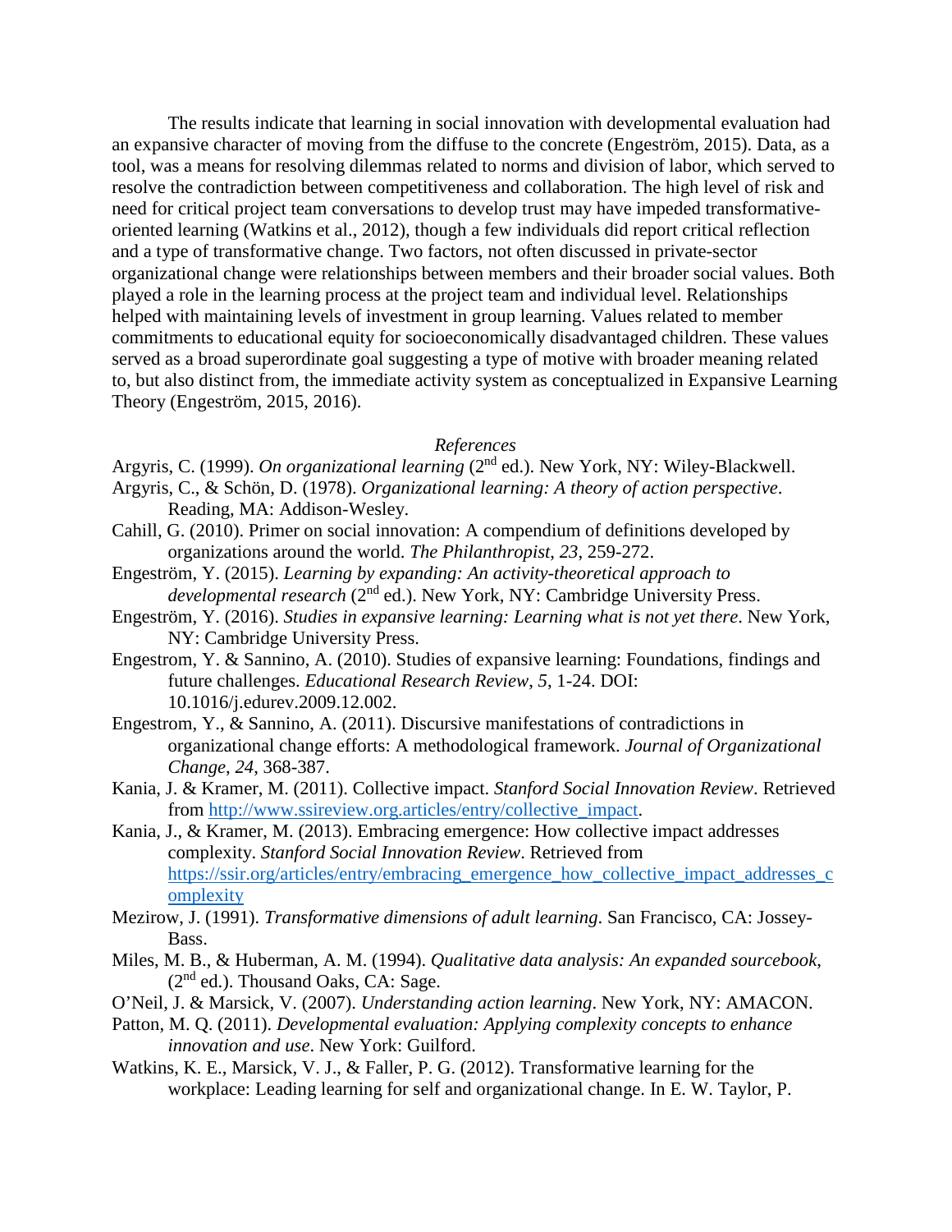The results indicate that learning in social innovation with developmental evaluation had an expansive character of moving from the diffuse to the concrete (Engeström, 2015). Data, as a tool, was a means for resolving dilemmas related to norms and division of labor, which served to resolve the contradiction between competitiveness and collaboration. The high level of risk and need for critical project team conversations to develop trust may have impeded transformative-oriented learning (Watkins et al., 2012), though a few individuals did report critical reflection and a type of transformative change. Two factors, not often discussed in private-sector organizational change were relationships between members and their broader social values. Both played a role in the learning process at the project team and individual level. Relationships helped with maintaining levels of investment in group learning. Values related to member commitments to educational equity for socioeconomically disadvantaged children. These values served as a broad superordinate goal suggesting a type of motive with broader meaning related to, but also distinct from, the immediate activity system as conceptualized in Expansive Learning Theory (Engeström, 2015, 2016).

## *References*

Argyris, C. (1999). *On organizational learning* (2nd ed.). New York, NY: Wiley-Blackwell.

Argyris, C., & Schön, D. (1978). *Organizational learning: A theory of action perspective*. Reading, MA: Addison-Wesley.

Cahill, G. (2010). Primer on social innovation: A compendium of definitions developed by organizations around the world. *The Philanthropist*, *23*, 259-272.

Engeström, Y. (2015). *Learning by expanding: An activity-theoretical approach to developmental research* (2nd ed.). New York, NY: Cambridge University Press.

Engeström, Y. (2016). *Studies in expansive learning: Learning what is not yet there*. New York, NY: Cambridge University Press.

Engestrom, Y. & Sannino, A. (2010). Studies of expansive learning: Foundations, findings and future challenges. *Educational Research Review*, *5*, 1-24. DOI: 10.1016/j.edurev.2009.12.002.

Engestrom, Y., & Sannino, A. (2011). Discursive manifestations of contradictions in organizational change efforts: A methodological framework. *Journal of Organizational Change*, *24*, 368-387.

Kania, J. & Kramer, M. (2011). Collective impact. *Stanford Social Innovation Review*. Retrieved from http://www.ssireview.org.articles/entry/collective_impact.

Kania, J., & Kramer, M. (2013). Embracing emergence: How collective impact addresses complexity. *Stanford Social Innovation Review*. Retrieved from https://ssir.org/articles/entry/embracing_emergence_how_collective_impact_addresses_complexity

Mezirow, J. (1991). *Transformative dimensions of adult learning*. San Francisco, CA: Jossey-Bass.

Miles, M. B., & Huberman, A. M. (1994). *Qualitative data analysis: An expanded sourcebook*, (2nd ed.). Thousand Oaks, CA: Sage.

O'Neil, J. & Marsick, V. (2007). *Understanding action learning*. New York, NY: AMACON.

Patton, M. Q. (2011). *Developmental evaluation: Applying complexity concepts to enhance innovation and use*. New York: Guilford.

Watkins, K. E., Marsick, V. J., & Faller, P. G. (2012). Transformative learning for the workplace: Leading learning for self and organizational change. In E. W. Taylor, P.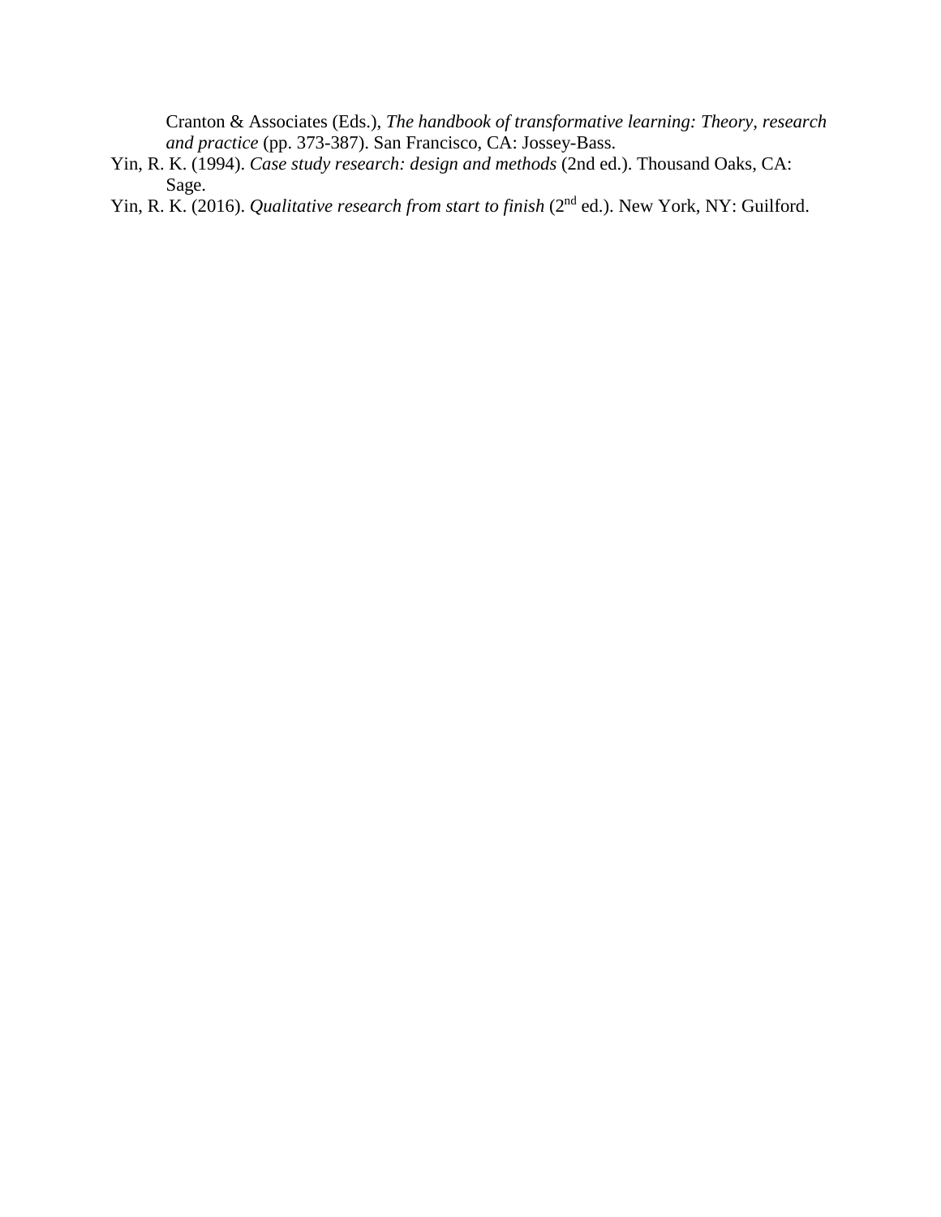Cranton & Associates (Eds.), *The handbook of transformative learning: Theory, research and practice* (pp. 373-387). San Francisco, CA: Jossey-Bass.

Yin, R. K. (1994). *Case study research: design and methods* (2nd ed.). Thousand Oaks, CA: Sage.

Yin, R. K. (2016). *Qualitative research from start to finish* (2nd ed.). New York, NY: Guilford.